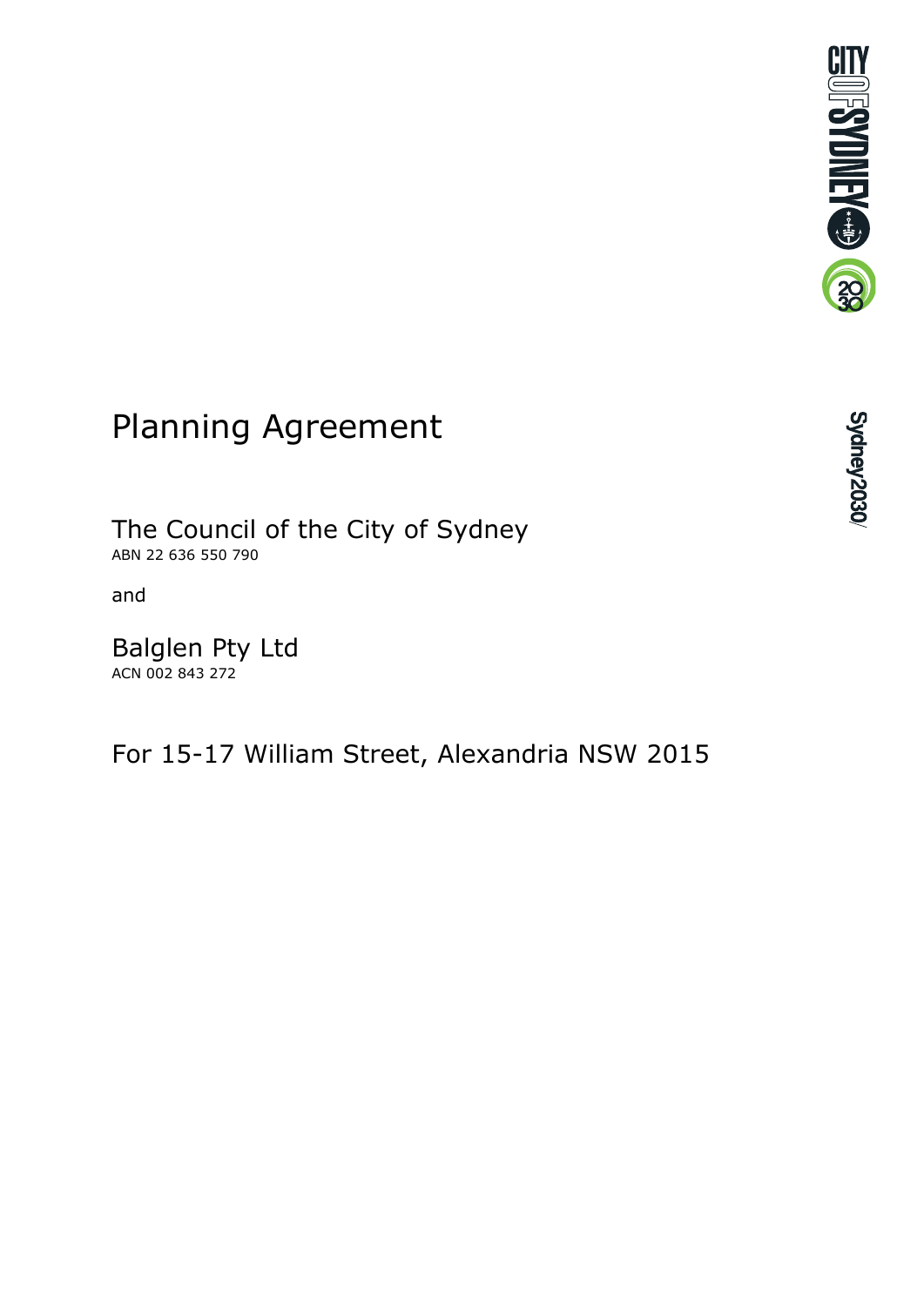# Planning Agreement

## The Council of the City of Sydney

ABN 22 636 550 790

and

## Balglen Pty Ltd

ACN 002 843 272

## For 15-17 William Street, Alexandria NSW 2015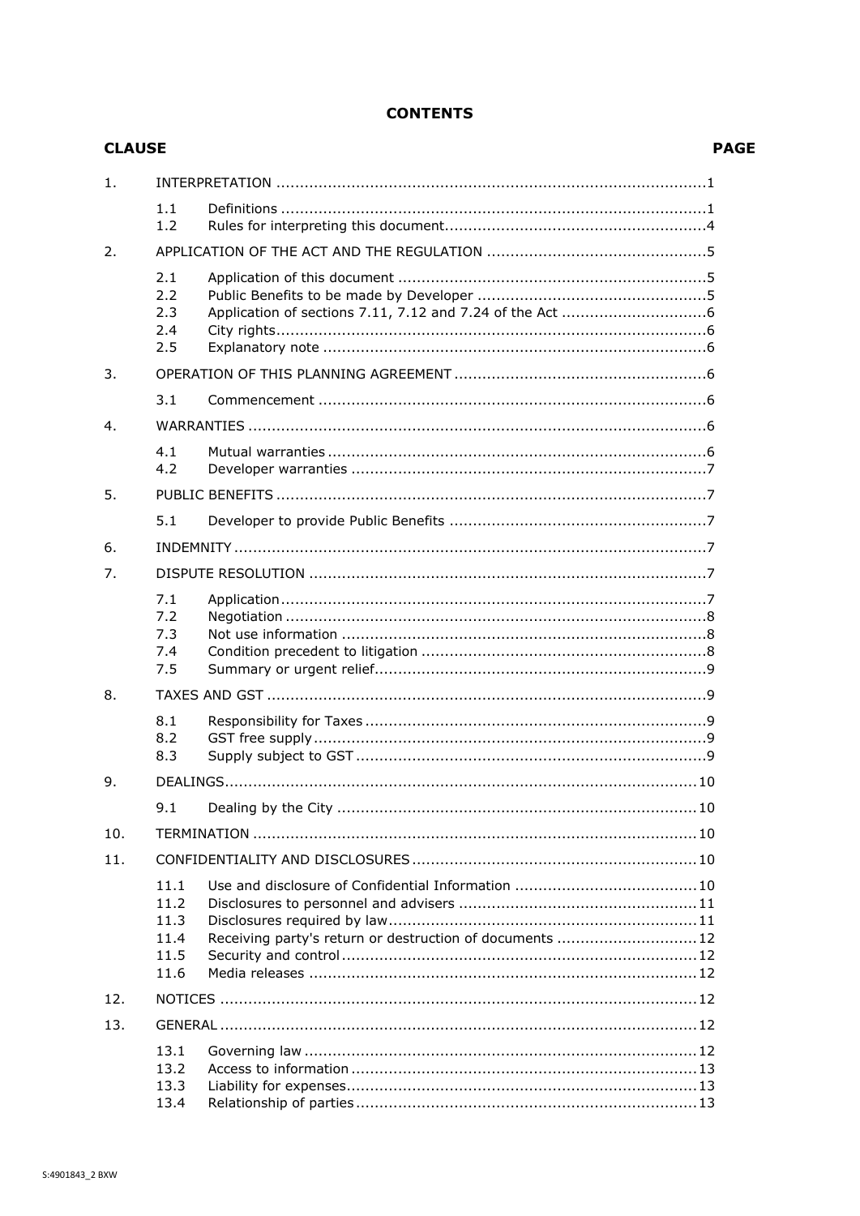# CONTENTS

| CLAUSE | | | PAGE |
|---|---|---|---|
| 1. | INTERPRETATION | | 1 |
| | 1.1 | Definitions | 1 |
| | 1.2 | Rules for interpreting this document | 4 |
| 2. | APPLICATION OF THE ACT AND THE REGULATION | | 5 |
| | 2.1 | Application of this document | 5 |
| | 2.2 | Public Benefits to be made by Developer | 5 |
| | 2.3 | Application of sections 7.11, 7.12 and 7.24 of the Act | 6 |
| | 2.4 | City rights | 6 |
| | 2.5 | Explanatory note | 6 |
| 3. | OPERATION OF THIS PLANNING AGREEMENT | | 6 |
| | 3.1 | Commencement | 6 |
| 4. | WARRANTIES | | 6 |
| | 4.1 | Mutual warranties | 6 |
| | 4.2 | Developer warranties | 7 |
| 5. | PUBLIC BENEFITS | | 7 |
| | 5.1 | Developer to provide Public Benefits | 7 |
| 6. | INDEMNITY | | 7 |
| 7. | DISPUTE RESOLUTION | | 7 |
| | 7.1 | Application | 7 |
| | 7.2 | Negotiation | 8 |
| | 7.3 | Not use information | 8 |
| | 7.4 | Condition precedent to litigation | 8 |
| | 7.5 | Summary or urgent relief | 9 |
| 8. | TAXES AND GST | | 9 |
| | 8.1 | Responsibility for Taxes | 9 |
| | 8.2 | GST free supply | 9 |
| | 8.3 | Supply subject to GST | 9 |
| 9. | DEALINGS | | 10 |
| | 9.1 | Dealing by the City | 10 |
| 10. | TERMINATION | | 10 |
| 11. | CONFIDENTIALITY AND DISCLOSURES | | 10 |
| | 11.1 | Use and disclosure of Confidential Information | 10 |
| | 11.2 | Disclosures to personnel and advisers | 11 |
| | 11.3 | Disclosures required by law | 11 |
| | 11.4 | Receiving party's return or destruction of documents | 12 |
| | 11.5 | Security and control | 12 |
| | 11.6 | Media releases | 12 |
| 12. | NOTICES | | 12 |
| 13. | GENERAL | | 12 |
| | 13.1 | Governing law | 12 |
| | 13.2 | Access to information | 13 |
| | 13.3 | Liability for expenses | 13 |
| | 13.4 | Relationship of parties | 13 |

S:4901843_2 BXW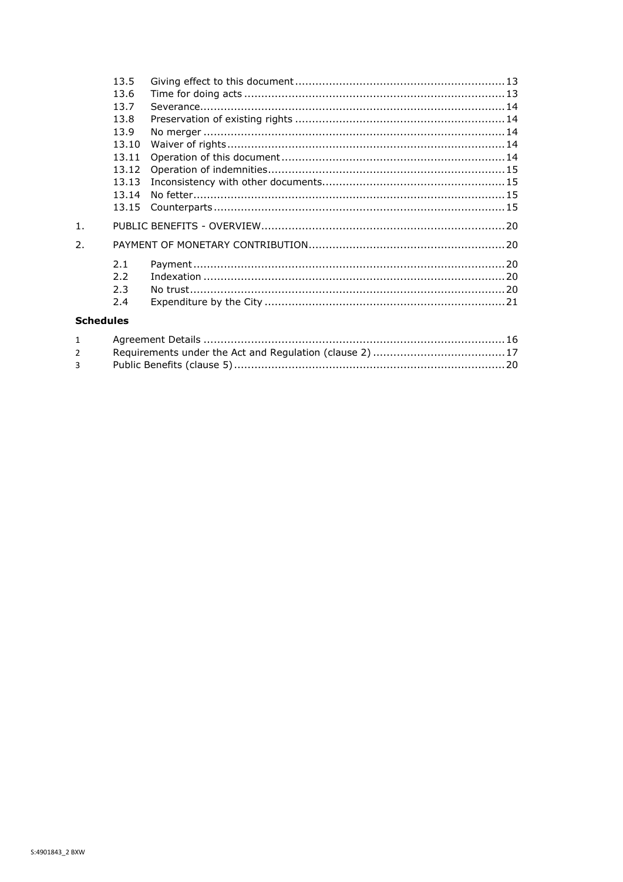| | | |
|---|---|---|
| 13.5 | Giving effect to this document | 13 |
| 13.6 | Time for doing acts | 13 |
| 13.7 | Severance | 14 |
| 13.8 | Preservation of existing rights | 14 |
| 13.9 | No merger | 14 |
| 13.10 | Waiver of rights | 14 |
| 13.11 | Operation of this document | 14 |
| 13.12 | Operation of indemnities | 15 |
| 13.13 | Inconsistency with other documents | 15 |
| 13.14 | No fetter | 15 |
| 13.15 | Counterparts | 15 |

1. PUBLIC BENEFITS - OVERVIEW ........ 20

2. PAYMENT OF MONETARY CONTRIBUTION ........ 20

| | | |
|---|---|---|
| 2.1 | Payment | 20 |
| 2.2 | Indexation | 20 |
| 2.3 | No trust | 20 |
| 2.4 | Expenditure by the City | 21 |

**Schedules**

| | | |
|---|---|---|
| 1 | Agreement Details | 16 |
| 2 | Requirements under the Act and Regulation (clause 2) | 17 |
| 3 | Public Benefits (clause 5) | 20 |

S:4901843_2 BXW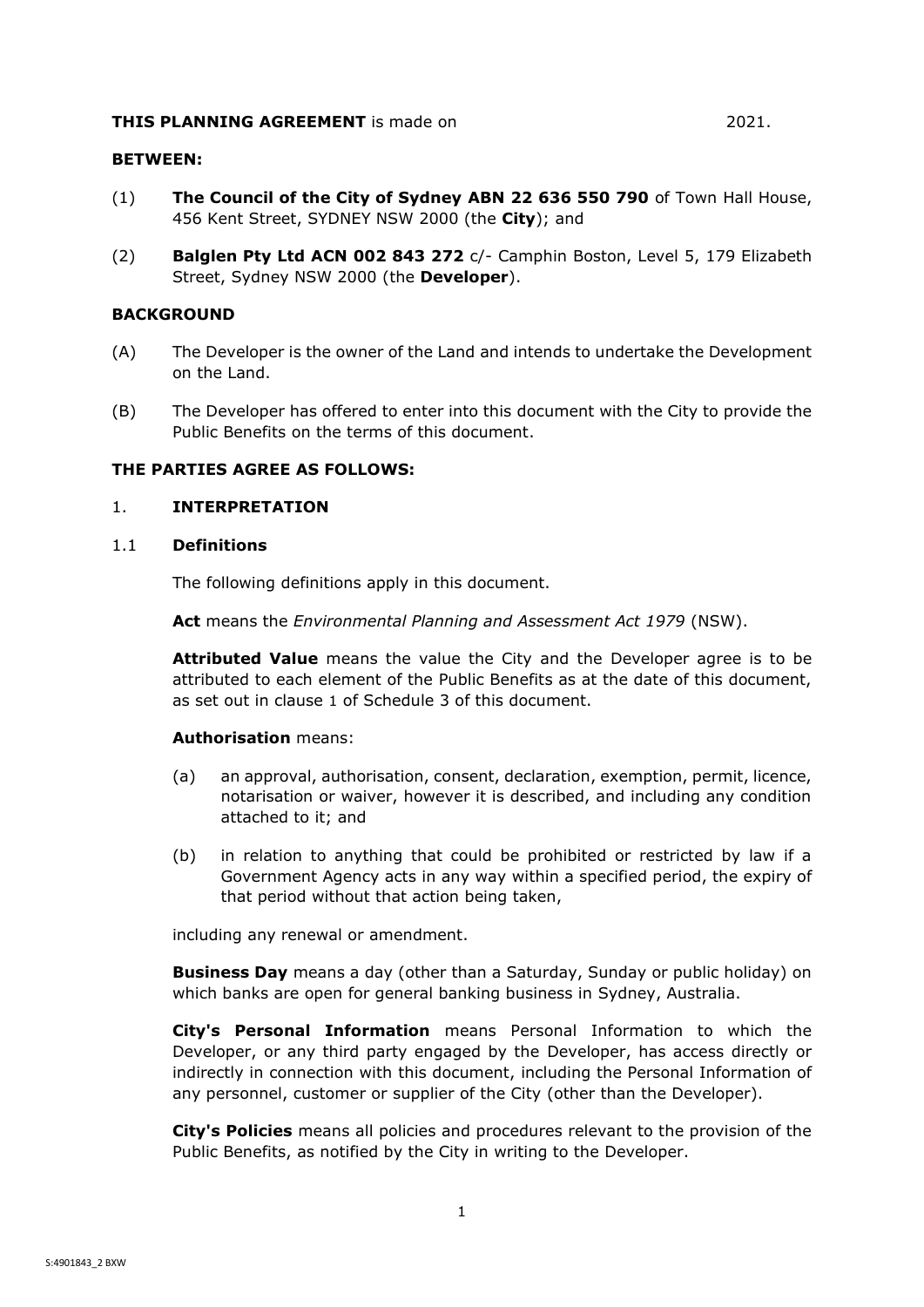**THIS PLANNING AGREEMENT** is made on 2021.

**BETWEEN:**

(1) **The Council of the City of Sydney ABN 22 636 550 790** of Town Hall House, 456 Kent Street, SYDNEY NSW 2000 (the **City**); and

(2) **Balglen Pty Ltd ACN 002 843 272** c/- Camphin Boston, Level 5, 179 Elizabeth Street, Sydney NSW 2000 (the **Developer**).

**BACKGROUND**

(A) The Developer is the owner of the Land and intends to undertake the Development on the Land.

(B) The Developer has offered to enter into this document with the City to provide the Public Benefits on the terms of this document.

**THE PARTIES AGREE AS FOLLOWS:**

## 1. INTERPRETATION

### 1.1 Definitions

The following definitions apply in this document.

**Act** means the *Environmental Planning and Assessment Act 1979* (NSW).

**Attributed Value** means the value the City and the Developer agree is to be attributed to each element of the Public Benefits as at the date of this document, as set out in clause 1 of Schedule 3 of this document.

**Authorisation** means:

(a) an approval, authorisation, consent, declaration, exemption, permit, licence, notarisation or waiver, however it is described, and including any condition attached to it; and

(b) in relation to anything that could be prohibited or restricted by law if a Government Agency acts in any way within a specified period, the expiry of that period without that action being taken,

including any renewal or amendment.

**Business Day** means a day (other than a Saturday, Sunday or public holiday) on which banks are open for general banking business in Sydney, Australia.

**City's Personal Information** means Personal Information to which the Developer, or any third party engaged by the Developer, has access directly or indirectly in connection with this document, including the Personal Information of any personnel, customer or supplier of the City (other than the Developer).

**City's Policies** means all policies and procedures relevant to the provision of the Public Benefits, as notified by the City in writing to the Developer.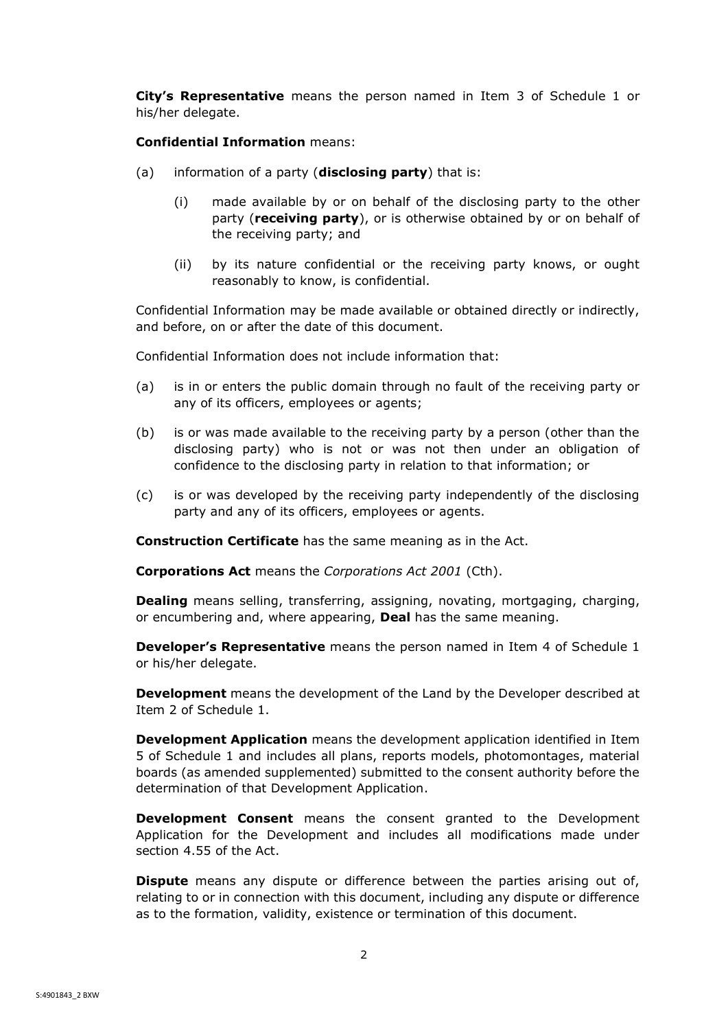**City's Representative** means the person named in Item 3 of Schedule 1 or his/her delegate.

**Confidential Information** means:

(a) information of a party (**disclosing party**) that is:

  (i) made available by or on behalf of the disclosing party to the other party (**receiving party**), or is otherwise obtained by or on behalf of the receiving party; and

  (ii) by its nature confidential or the receiving party knows, or ought reasonably to know, is confidential.

Confidential Information may be made available or obtained directly or indirectly, and before, on or after the date of this document.

Confidential Information does not include information that:

(a) is in or enters the public domain through no fault of the receiving party or any of its officers, employees or agents;

(b) is or was made available to the receiving party by a person (other than the disclosing party) who is not or was not then under an obligation of confidence to the disclosing party in relation to that information; or

(c) is or was developed by the receiving party independently of the disclosing party and any of its officers, employees or agents.

**Construction Certificate** has the same meaning as in the Act.

**Corporations Act** means the *Corporations Act 2001* (Cth).

**Dealing** means selling, transferring, assigning, novating, mortgaging, charging, or encumbering and, where appearing, **Deal** has the same meaning.

**Developer's Representative** means the person named in Item 4 of Schedule 1 or his/her delegate.

**Development** means the development of the Land by the Developer described at Item 2 of Schedule 1.

**Development Application** means the development application identified in Item 5 of Schedule 1 and includes all plans, reports models, photomontages, material boards (as amended supplemented) submitted to the consent authority before the determination of that Development Application.

**Development Consent** means the consent granted to the Development Application for the Development and includes all modifications made under section 4.55 of the Act.

**Dispute** means any dispute or difference between the parties arising out of, relating to or in connection with this document, including any dispute or difference as to the formation, validity, existence or termination of this document.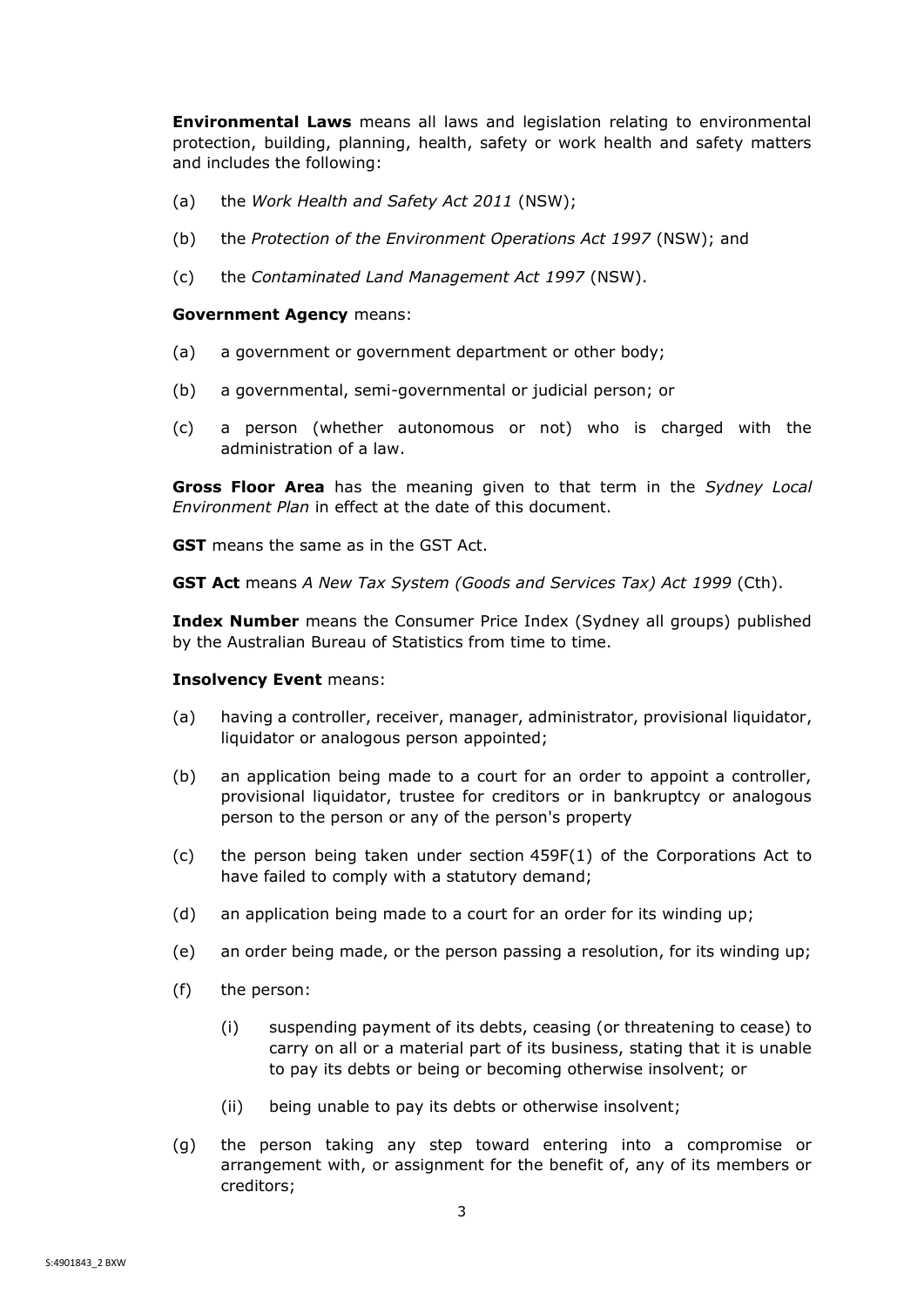**Environmental Laws** means all laws and legislation relating to environmental protection, building, planning, health, safety or work health and safety matters and includes the following:

(a) the *Work Health and Safety Act 2011* (NSW);

(b) the *Protection of the Environment Operations Act 1997* (NSW); and

(c) the *Contaminated Land Management Act 1997* (NSW).

**Government Agency** means:

(a) a government or government department or other body;

(b) a governmental, semi-governmental or judicial person; or

(c) a person (whether autonomous or not) who is charged with the administration of a law.

**Gross Floor Area** has the meaning given to that term in the *Sydney Local Environment Plan* in effect at the date of this document.

**GST** means the same as in the GST Act.

**GST Act** means *A New Tax System (Goods and Services Tax) Act 1999* (Cth).

**Index Number** means the Consumer Price Index (Sydney all groups) published by the Australian Bureau of Statistics from time to time.

**Insolvency Event** means:

(a) having a controller, receiver, manager, administrator, provisional liquidator, liquidator or analogous person appointed;

(b) an application being made to a court for an order to appoint a controller, provisional liquidator, trustee for creditors or in bankruptcy or analogous person to the person or any of the person's property

(c) the person being taken under section 459F(1) of the Corporations Act to have failed to comply with a statutory demand;

(d) an application being made to a court for an order for its winding up;

(e) an order being made, or the person passing a resolution, for its winding up;

(f) the person:

  (i) suspending payment of its debts, ceasing (or threatening to cease) to carry on all or a material part of its business, stating that it is unable to pay its debts or being or becoming otherwise insolvent; or

  (ii) being unable to pay its debts or otherwise insolvent;

(g) the person taking any step toward entering into a compromise or arrangement with, or assignment for the benefit of, any of its members or creditors;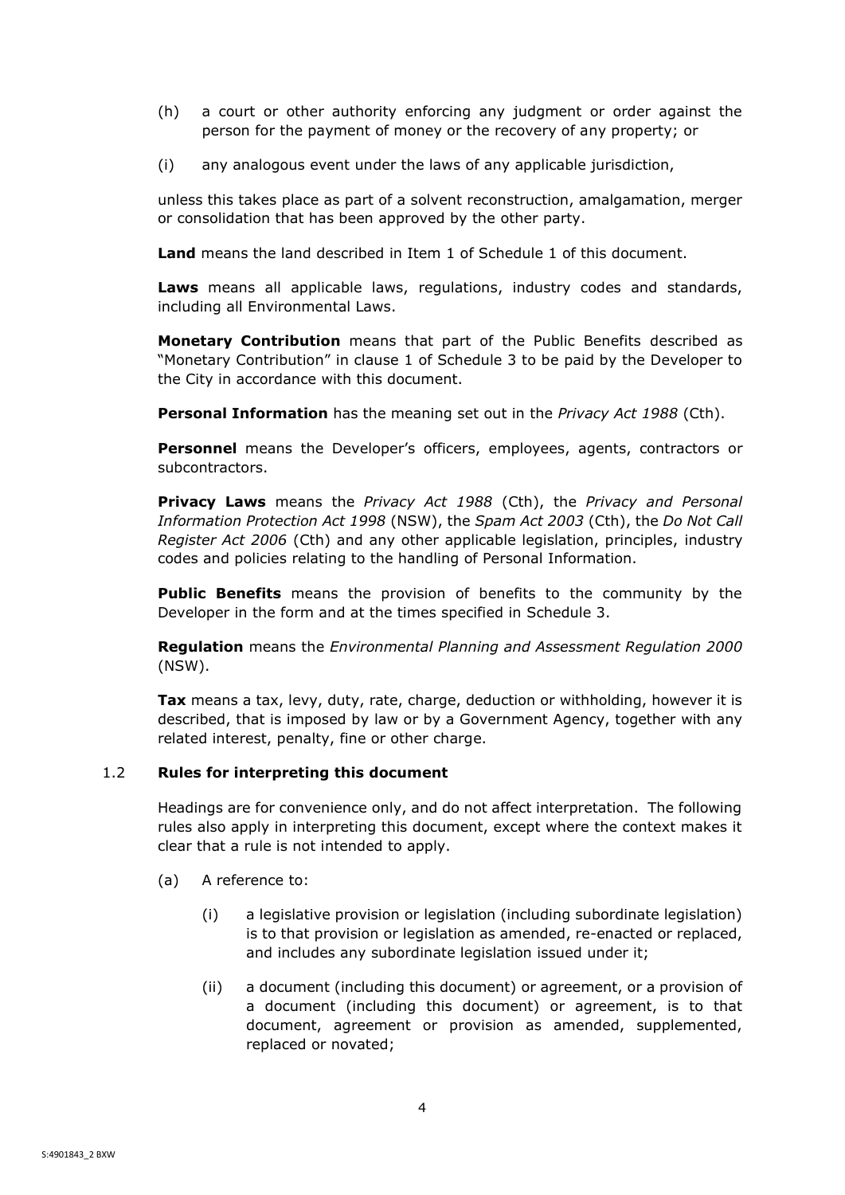(h) a court or other authority enforcing any judgment or order against the person for the payment of money or the recovery of any property; or

(i) any analogous event under the laws of any applicable jurisdiction,

unless this takes place as part of a solvent reconstruction, amalgamation, merger or consolidation that has been approved by the other party.

**Land** means the land described in Item 1 of Schedule 1 of this document.

**Laws** means all applicable laws, regulations, industry codes and standards, including all Environmental Laws.

**Monetary Contribution** means that part of the Public Benefits described as "Monetary Contribution" in clause 1 of Schedule 3 to be paid by the Developer to the City in accordance with this document.

**Personal Information** has the meaning set out in the *Privacy Act 1988* (Cth).

**Personnel** means the Developer's officers, employees, agents, contractors or subcontractors.

**Privacy Laws** means the *Privacy Act 1988* (Cth), the *Privacy and Personal Information Protection Act 1998* (NSW), the *Spam Act 2003* (Cth), the *Do Not Call Register Act 2006* (Cth) and any other applicable legislation, principles, industry codes and policies relating to the handling of Personal Information.

**Public Benefits** means the provision of benefits to the community by the Developer in the form and at the times specified in Schedule 3.

**Regulation** means the *Environmental Planning and Assessment Regulation 2000* (NSW).

**Tax** means a tax, levy, duty, rate, charge, deduction or withholding, however it is described, that is imposed by law or by a Government Agency, together with any related interest, penalty, fine or other charge.

### 1.2 Rules for interpreting this document

Headings are for convenience only, and do not affect interpretation. The following rules also apply in interpreting this document, except where the context makes it clear that a rule is not intended to apply.

(a) A reference to:

(i) a legislative provision or legislation (including subordinate legislation) is to that provision or legislation as amended, re-enacted or replaced, and includes any subordinate legislation issued under it;

(ii) a document (including this document) or agreement, or a provision of a document (including this document) or agreement, is to that document, agreement or provision as amended, supplemented, replaced or novated;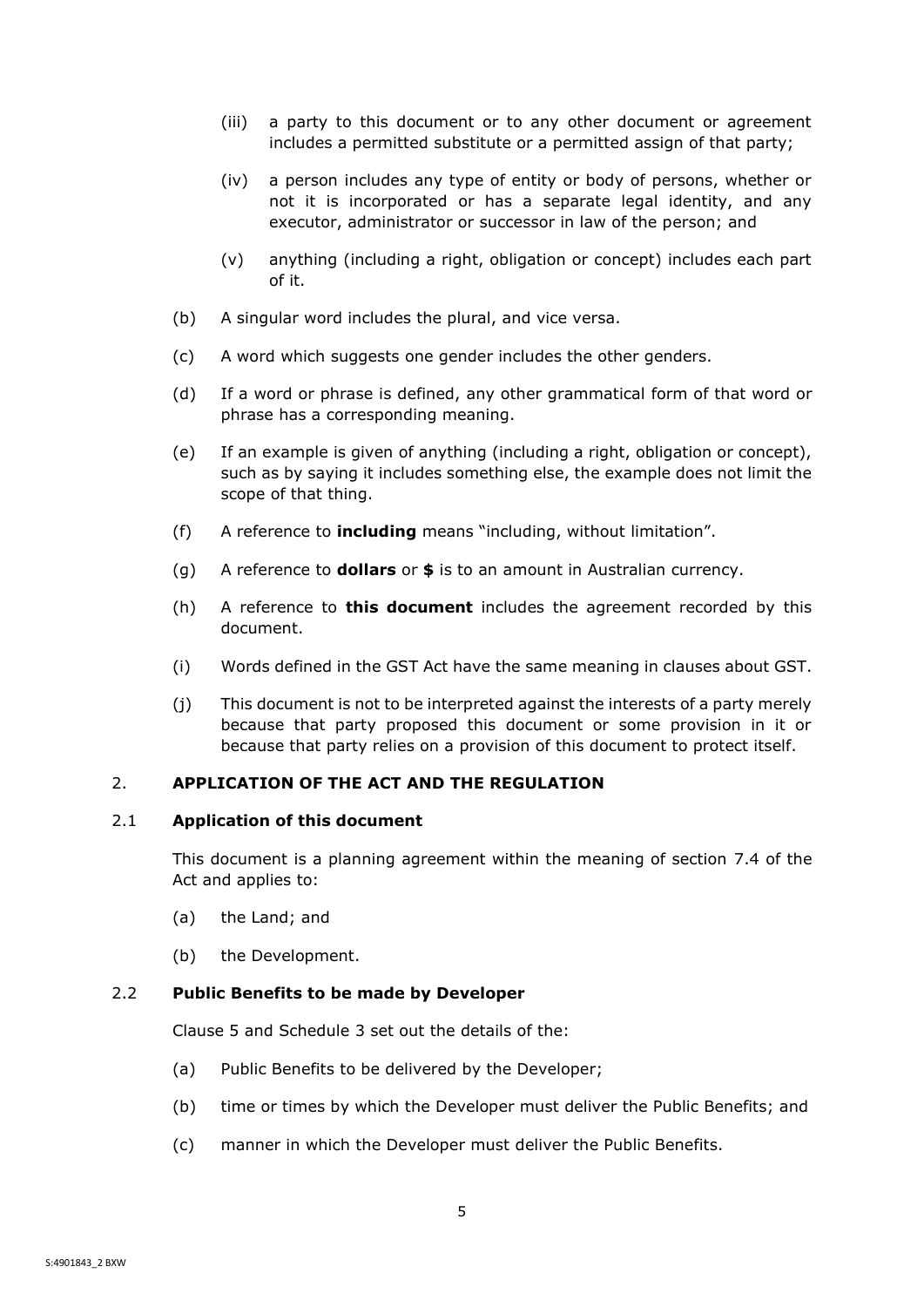(iii) a party to this document or to any other document or agreement includes a permitted substitute or a permitted assign of that party;

(iv) a person includes any type of entity or body of persons, whether or not it is incorporated or has a separate legal identity, and any executor, administrator or successor in law of the person; and

(v) anything (including a right, obligation or concept) includes each part of it.

(b) A singular word includes the plural, and vice versa.

(c) A word which suggests one gender includes the other genders.

(d) If a word or phrase is defined, any other grammatical form of that word or phrase has a corresponding meaning.

(e) If an example is given of anything (including a right, obligation or concept), such as by saying it includes something else, the example does not limit the scope of that thing.

(f) A reference to **including** means "including, without limitation".

(g) A reference to **dollars** or **$** is to an amount in Australian currency.

(h) A reference to **this document** includes the agreement recorded by this document.

(i) Words defined in the GST Act have the same meaning in clauses about GST.

(j) This document is not to be interpreted against the interests of a party merely because that party proposed this document or some provision in it or because that party relies on a provision of this document to protect itself.

## 2. APPLICATION OF THE ACT AND THE REGULATION

### 2.1 Application of this document

This document is a planning agreement within the meaning of section 7.4 of the Act and applies to:

(a) the Land; and

(b) the Development.

### 2.2 Public Benefits to be made by Developer

Clause 5 and Schedule 3 set out the details of the:

(a) Public Benefits to be delivered by the Developer;

(b) time or times by which the Developer must deliver the Public Benefits; and

(c) manner in which the Developer must deliver the Public Benefits.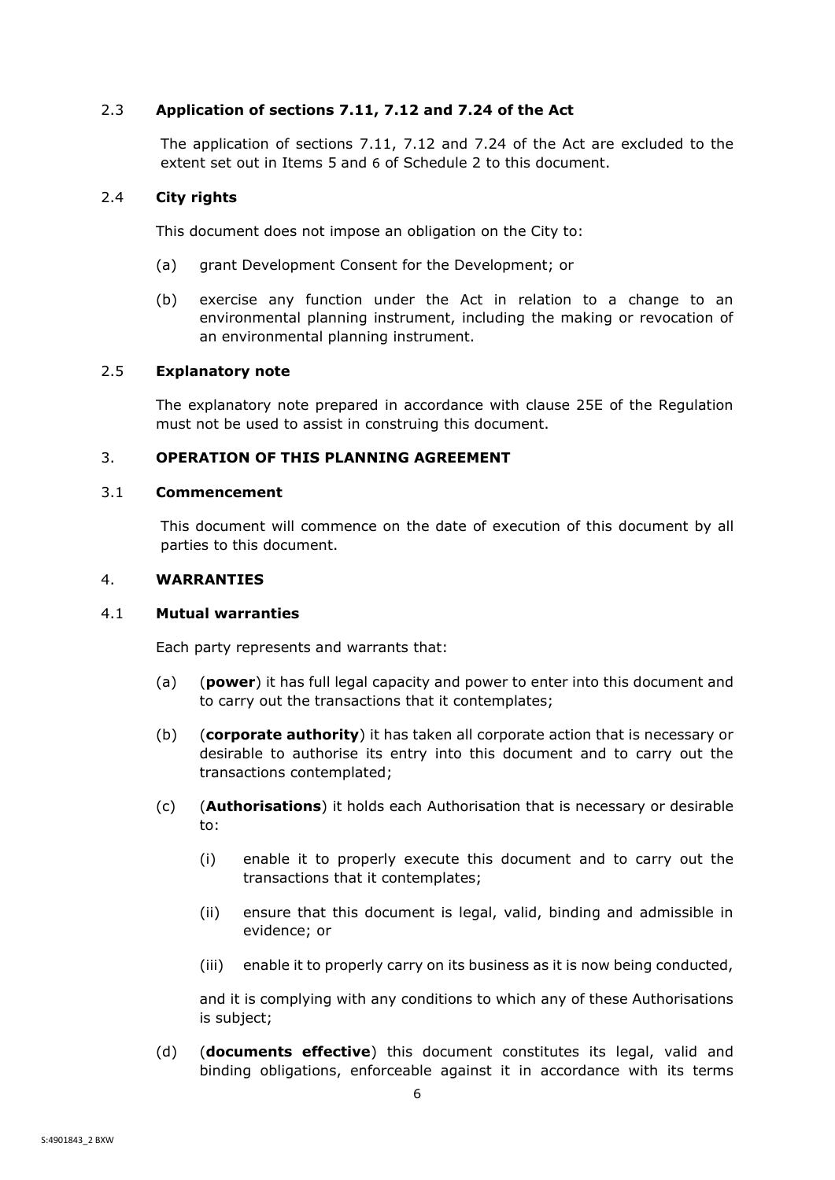### 2.3 **Application of sections 7.11, 7.12 and 7.24 of the Act**

The application of sections 7.11, 7.12 and 7.24 of the Act are excluded to the extent set out in Items 5 and 6 of Schedule 2 to this document.

### 2.4 **City rights**

This document does not impose an obligation on the City to:

(a) grant Development Consent for the Development; or

(b) exercise any function under the Act in relation to a change to an environmental planning instrument, including the making or revocation of an environmental planning instrument.

### 2.5 **Explanatory note**

The explanatory note prepared in accordance with clause 25E of the Regulation must not be used to assist in construing this document.

## 3. **OPERATION OF THIS PLANNING AGREEMENT**

### 3.1 **Commencement**

This document will commence on the date of execution of this document by all parties to this document.

## 4. **WARRANTIES**

### 4.1 **Mutual warranties**

Each party represents and warrants that:

(a) (**power**) it has full legal capacity and power to enter into this document and to carry out the transactions that it contemplates;

(b) (**corporate authority**) it has taken all corporate action that is necessary or desirable to authorise its entry into this document and to carry out the transactions contemplated;

(c) (**Authorisations**) it holds each Authorisation that is necessary or desirable to:

(i) enable it to properly execute this document and to carry out the transactions that it contemplates;

(ii) ensure that this document is legal, valid, binding and admissible in evidence; or

(iii) enable it to properly carry on its business as it is now being conducted,

and it is complying with any conditions to which any of these Authorisations is subject;

(d) (**documents effective**) this document constitutes its legal, valid and binding obligations, enforceable against it in accordance with its terms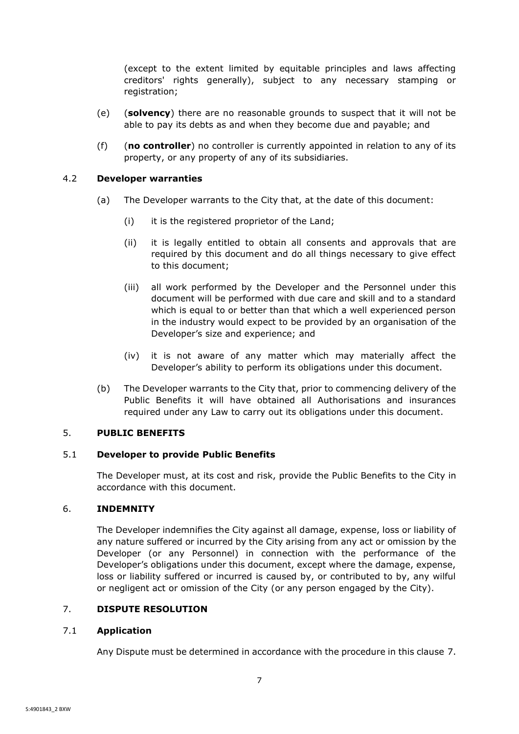(except to the extent limited by equitable principles and laws affecting creditors' rights generally), subject to any necessary stamping or registration;

(e) (**solvency**) there are no reasonable grounds to suspect that it will not be able to pay its debts as and when they become due and payable; and

(f) (**no controller**) no controller is currently appointed in relation to any of its property, or any property of any of its subsidiaries.

### 4.2 Developer warranties

(a) The Developer warrants to the City that, at the date of this document:

(i) it is the registered proprietor of the Land;

(ii) it is legally entitled to obtain all consents and approvals that are required by this document and do all things necessary to give effect to this document;

(iii) all work performed by the Developer and the Personnel under this document will be performed with due care and skill and to a standard which is equal to or better than that which a well experienced person in the industry would expect to be provided by an organisation of the Developer's size and experience; and

(iv) it is not aware of any matter which may materially affect the Developer's ability to perform its obligations under this document.

(b) The Developer warrants to the City that, prior to commencing delivery of the Public Benefits it will have obtained all Authorisations and insurances required under any Law to carry out its obligations under this document.

## 5. PUBLIC BENEFITS

### 5.1 Developer to provide Public Benefits

The Developer must, at its cost and risk, provide the Public Benefits to the City in accordance with this document.

## 6. INDEMNITY

The Developer indemnifies the City against all damage, expense, loss or liability of any nature suffered or incurred by the City arising from any act or omission by the Developer (or any Personnel) in connection with the performance of the Developer's obligations under this document, except where the damage, expense, loss or liability suffered or incurred is caused by, or contributed to by, any wilful or negligent act or omission of the City (or any person engaged by the City).

## 7. DISPUTE RESOLUTION

### 7.1 Application

Any Dispute must be determined in accordance with the procedure in this clause 7.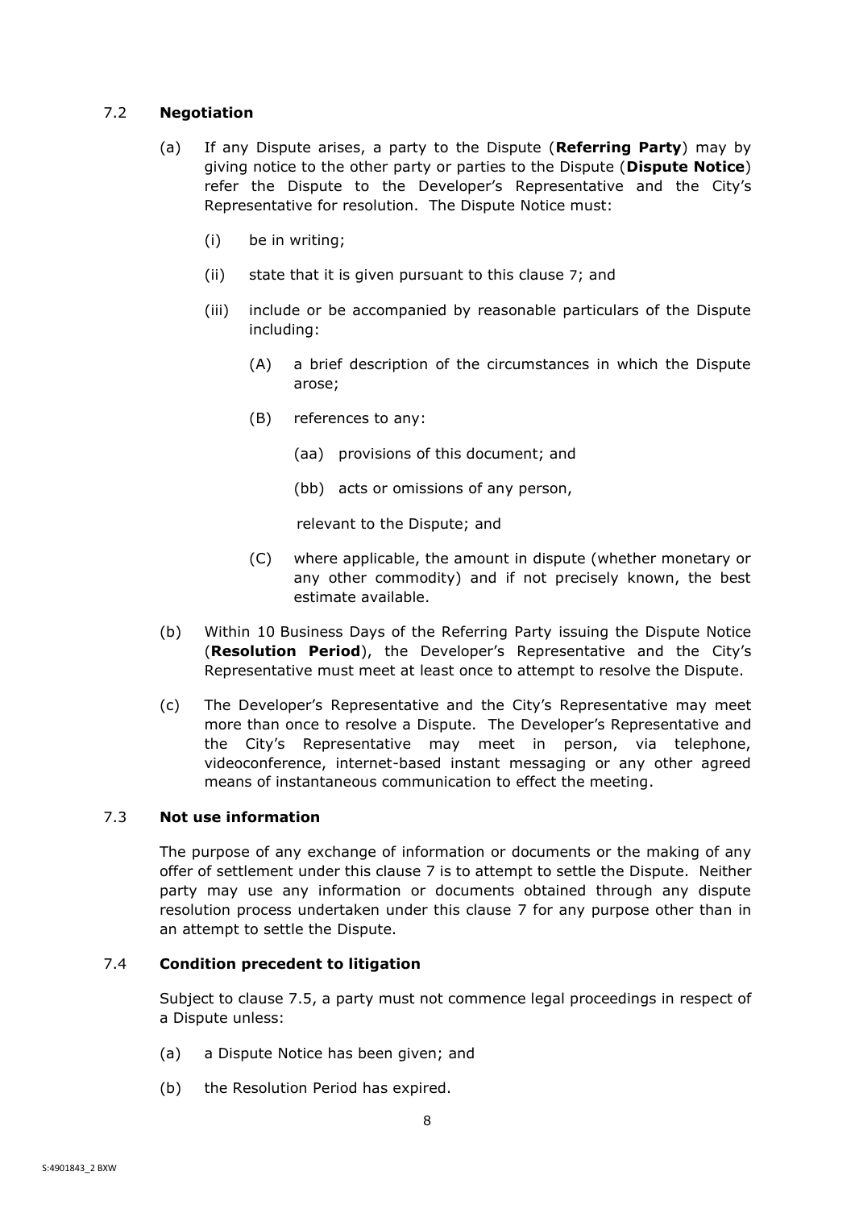### 7.2 **Negotiation**

(a) If any Dispute arises, a party to the Dispute (**Referring Party**) may by giving notice to the other party or parties to the Dispute (**Dispute Notice**) refer the Dispute to the Developer's Representative and the City's Representative for resolution. The Dispute Notice must:

- (i) be in writing;
- (ii) state that it is given pursuant to this clause 7; and
- (iii) include or be accompanied by reasonable particulars of the Dispute including:
  - (A) a brief description of the circumstances in which the Dispute arose;
  - (B) references to any:
    - (aa) provisions of this document; and
    - (bb) acts or omissions of any person,

    relevant to the Dispute; and
  - (C) where applicable, the amount in dispute (whether monetary or any other commodity) and if not precisely known, the best estimate available.

(b) Within 10 Business Days of the Referring Party issuing the Dispute Notice (**Resolution Period**), the Developer's Representative and the City's Representative must meet at least once to attempt to resolve the Dispute.

(c) The Developer's Representative and the City's Representative may meet more than once to resolve a Dispute. The Developer's Representative and the City's Representative may meet in person, via telephone, videoconference, internet-based instant messaging or any other agreed means of instantaneous communication to effect the meeting.

### 7.3 **Not use information**

The purpose of any exchange of information or documents or the making of any offer of settlement under this clause 7 is to attempt to settle the Dispute. Neither party may use any information or documents obtained through any dispute resolution process undertaken under this clause 7 for any purpose other than in an attempt to settle the Dispute.

### 7.4 **Condition precedent to litigation**

Subject to clause 7.5, a party must not commence legal proceedings in respect of a Dispute unless:

(a) a Dispute Notice has been given; and

(b) the Resolution Period has expired.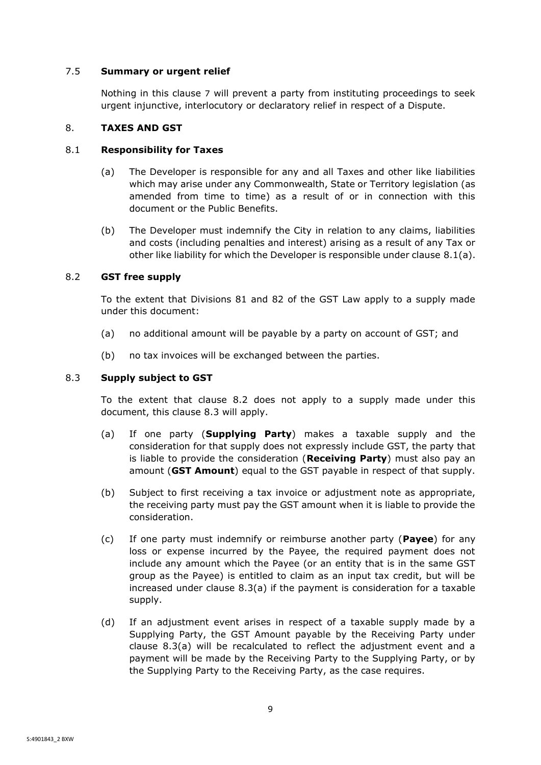### 7.5 **Summary or urgent relief**

Nothing in this clause 7 will prevent a party from instituting proceedings to seek urgent injunctive, interlocutory or declaratory relief in respect of a Dispute.

## 8. **TAXES AND GST**

### 8.1 **Responsibility for Taxes**

(a) The Developer is responsible for any and all Taxes and other like liabilities which may arise under any Commonwealth, State or Territory legislation (as amended from time to time) as a result of or in connection with this document or the Public Benefits.

(b) The Developer must indemnify the City in relation to any claims, liabilities and costs (including penalties and interest) arising as a result of any Tax or other like liability for which the Developer is responsible under clause 8.1(a).

### 8.2 **GST free supply**

To the extent that Divisions 81 and 82 of the GST Law apply to a supply made under this document:

(a) no additional amount will be payable by a party on account of GST; and

(b) no tax invoices will be exchanged between the parties.

### 8.3 **Supply subject to GST**

To the extent that clause 8.2 does not apply to a supply made under this document, this clause 8.3 will apply.

(a) If one party (**Supplying Party**) makes a taxable supply and the consideration for that supply does not expressly include GST, the party that is liable to provide the consideration (**Receiving Party**) must also pay an amount (**GST Amount**) equal to the GST payable in respect of that supply.

(b) Subject to first receiving a tax invoice or adjustment note as appropriate, the receiving party must pay the GST amount when it is liable to provide the consideration.

(c) If one party must indemnify or reimburse another party (**Payee**) for any loss or expense incurred by the Payee, the required payment does not include any amount which the Payee (or an entity that is in the same GST group as the Payee) is entitled to claim as an input tax credit, but will be increased under clause 8.3(a) if the payment is consideration for a taxable supply.

(d) If an adjustment event arises in respect of a taxable supply made by a Supplying Party, the GST Amount payable by the Receiving Party under clause 8.3(a) will be recalculated to reflect the adjustment event and a payment will be made by the Receiving Party to the Supplying Party, or by the Supplying Party to the Receiving Party, as the case requires.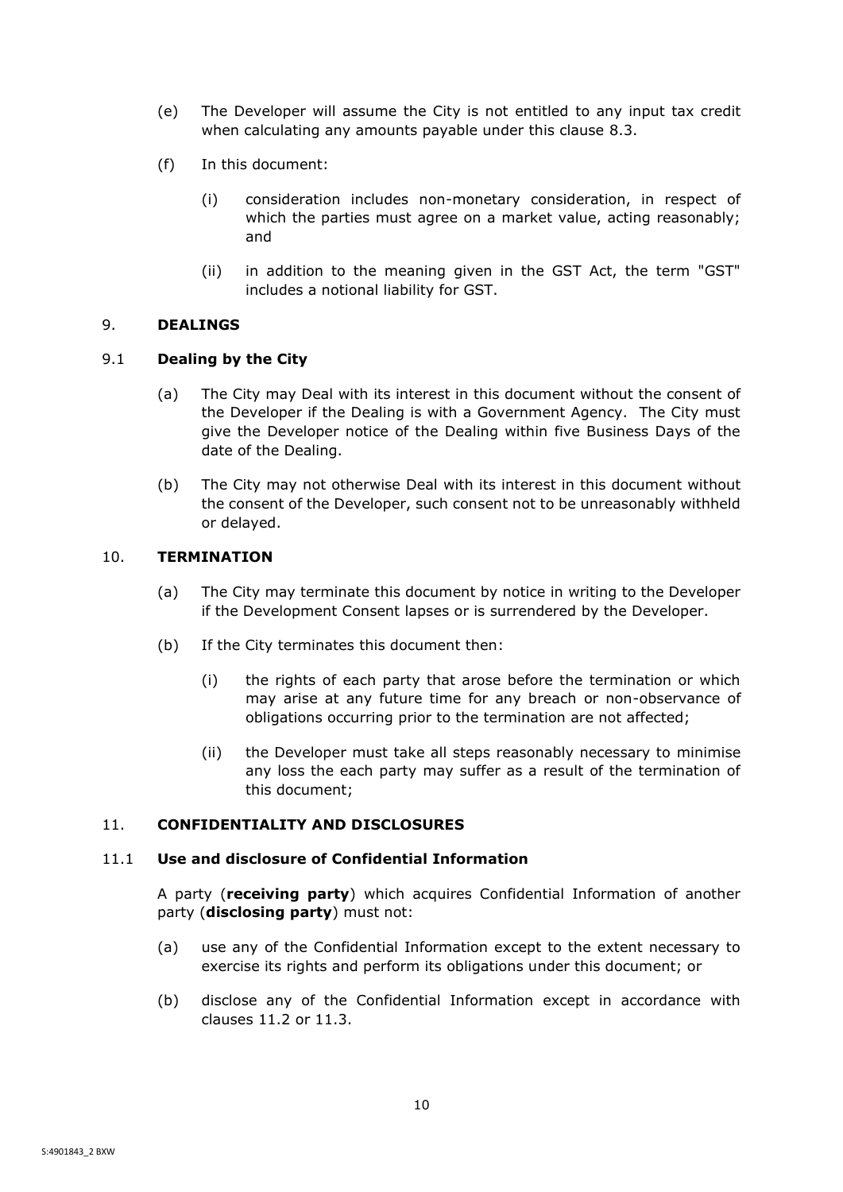(e) The Developer will assume the City is not entitled to any input tax credit when calculating any amounts payable under this clause 8.3.

(f) In this document:

(i) consideration includes non-monetary consideration, in respect of which the parties must agree on a market value, acting reasonably; and

(ii) in addition to the meaning given in the GST Act, the term "GST" includes a notional liability for GST.

## 9. DEALINGS

### 9.1 Dealing by the City

(a) The City may Deal with its interest in this document without the consent of the Developer if the Dealing is with a Government Agency. The City must give the Developer notice of the Dealing within five Business Days of the date of the Dealing.

(b) The City may not otherwise Deal with its interest in this document without the consent of the Developer, such consent not to be unreasonably withheld or delayed.

## 10. TERMINATION

(a) The City may terminate this document by notice in writing to the Developer if the Development Consent lapses or is surrendered by the Developer.

(b) If the City terminates this document then:

(i) the rights of each party that arose before the termination or which may arise at any future time for any breach or non-observance of obligations occurring prior to the termination are not affected;

(ii) the Developer must take all steps reasonably necessary to minimise any loss the each party may suffer as a result of the termination of this document;

## 11. CONFIDENTIALITY AND DISCLOSURES

### 11.1 Use and disclosure of Confidential Information

A party (**receiving party**) which acquires Confidential Information of another party (**disclosing party**) must not:

(a) use any of the Confidential Information except to the extent necessary to exercise its rights and perform its obligations under this document; or

(b) disclose any of the Confidential Information except in accordance with clauses 11.2 or 11.3.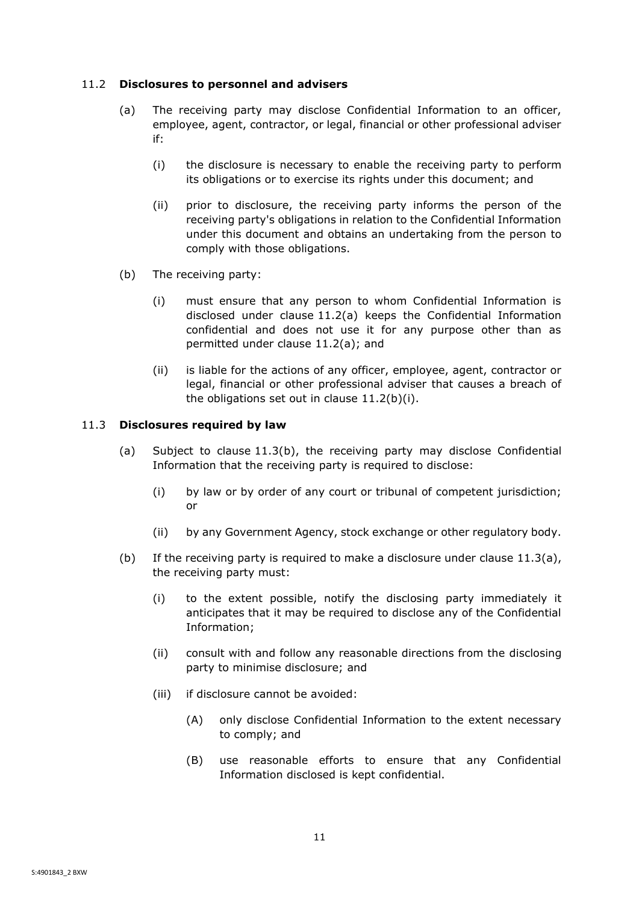### 11.2 **Disclosures to personnel and advisers**

(a) The receiving party may disclose Confidential Information to an officer, employee, agent, contractor, or legal, financial or other professional adviser if:

(i) the disclosure is necessary to enable the receiving party to perform its obligations or to exercise its rights under this document; and

(ii) prior to disclosure, the receiving party informs the person of the receiving party's obligations in relation to the Confidential Information under this document and obtains an undertaking from the person to comply with those obligations.

(b) The receiving party:

(i) must ensure that any person to whom Confidential Information is disclosed under clause 11.2(a) keeps the Confidential Information confidential and does not use it for any purpose other than as permitted under clause 11.2(a); and

(ii) is liable for the actions of any officer, employee, agent, contractor or legal, financial or other professional adviser that causes a breach of the obligations set out in clause 11.2(b)(i).

### 11.3 **Disclosures required by law**

(a) Subject to clause 11.3(b), the receiving party may disclose Confidential Information that the receiving party is required to disclose:

(i) by law or by order of any court or tribunal of competent jurisdiction; or

(ii) by any Government Agency, stock exchange or other regulatory body.

(b) If the receiving party is required to make a disclosure under clause 11.3(a), the receiving party must:

(i) to the extent possible, notify the disclosing party immediately it anticipates that it may be required to disclose any of the Confidential Information;

(ii) consult with and follow any reasonable directions from the disclosing party to minimise disclosure; and

(iii) if disclosure cannot be avoided:

(A) only disclose Confidential Information to the extent necessary to comply; and

(B) use reasonable efforts to ensure that any Confidential Information disclosed is kept confidential.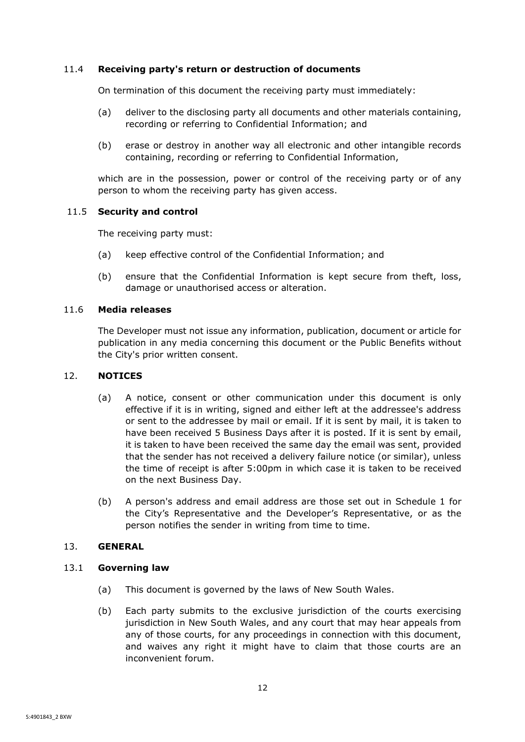### 11.4 **Receiving party's return or destruction of documents**

On termination of this document the receiving party must immediately:

(a) deliver to the disclosing party all documents and other materials containing, recording or referring to Confidential Information; and

(b) erase or destroy in another way all electronic and other intangible records containing, recording or referring to Confidential Information,

which are in the possession, power or control of the receiving party or of any person to whom the receiving party has given access.

### 11.5 **Security and control**

The receiving party must:

(a) keep effective control of the Confidential Information; and

(b) ensure that the Confidential Information is kept secure from theft, loss, damage or unauthorised access or alteration.

### 11.6 **Media releases**

The Developer must not issue any information, publication, document or article for publication in any media concerning this document or the Public Benefits without the City's prior written consent.

## 12. **NOTICES**

(a) A notice, consent or other communication under this document is only effective if it is in writing, signed and either left at the addressee's address or sent to the addressee by mail or email. If it is sent by mail, it is taken to have been received 5 Business Days after it is posted. If it is sent by email, it is taken to have been received the same day the email was sent, provided that the sender has not received a delivery failure notice (or similar), unless the time of receipt is after 5:00pm in which case it is taken to be received on the next Business Day.

(b) A person's address and email address are those set out in Schedule 1 for the City's Representative and the Developer's Representative, or as the person notifies the sender in writing from time to time.

## 13. **GENERAL**

### 13.1 **Governing law**

(a) This document is governed by the laws of New South Wales.

(b) Each party submits to the exclusive jurisdiction of the courts exercising jurisdiction in New South Wales, and any court that may hear appeals from any of those courts, for any proceedings in connection with this document, and waives any right it might have to claim that those courts are an inconvenient forum.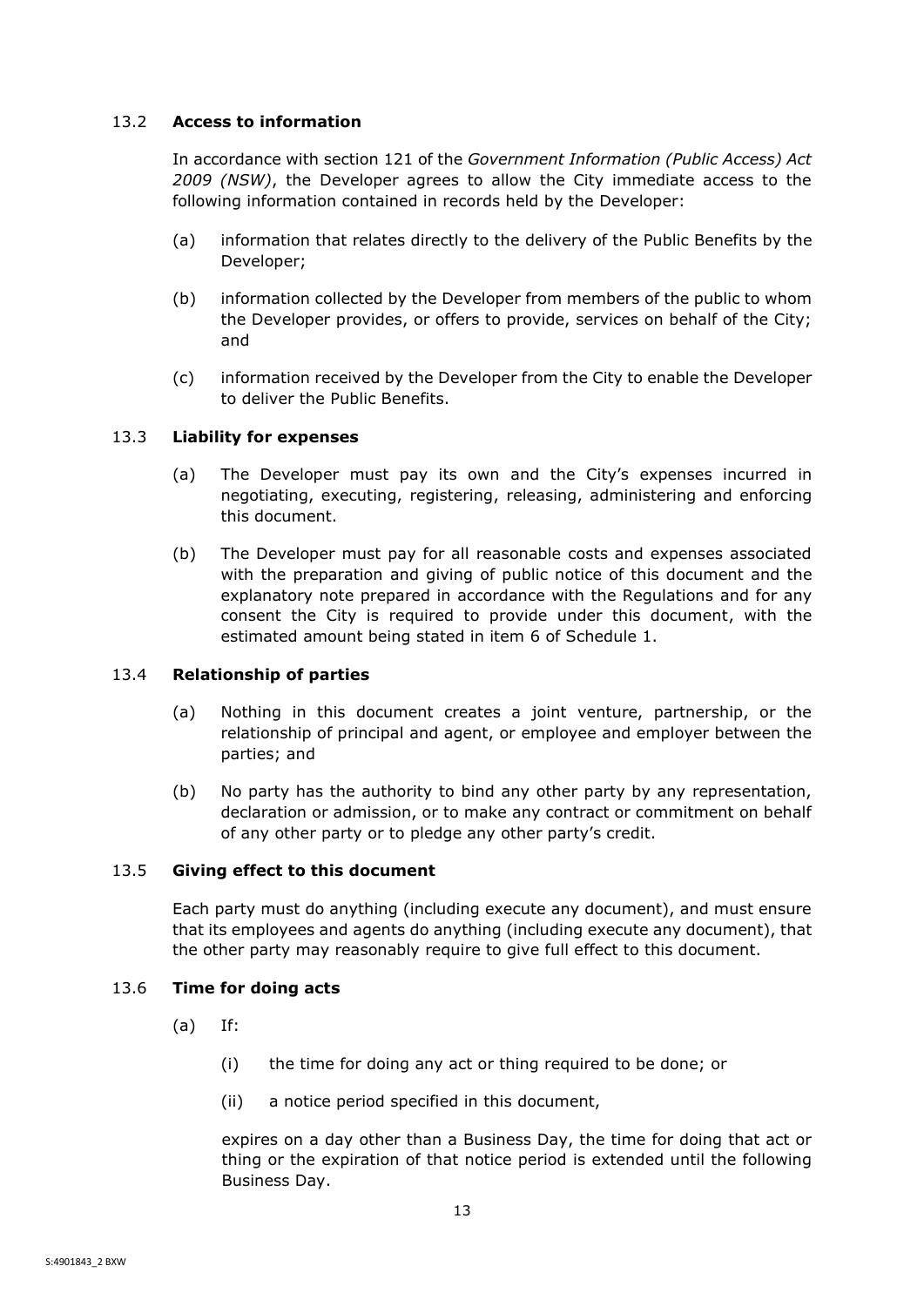### 13.2 **Access to information**

In accordance with section 121 of the *Government Information (Public Access) Act 2009 (NSW)*, the Developer agrees to allow the City immediate access to the following information contained in records held by the Developer:

(a) information that relates directly to the delivery of the Public Benefits by the Developer;

(b) information collected by the Developer from members of the public to whom the Developer provides, or offers to provide, services on behalf of the City; and

(c) information received by the Developer from the City to enable the Developer to deliver the Public Benefits.

### 13.3 **Liability for expenses**

(a) The Developer must pay its own and the City's expenses incurred in negotiating, executing, registering, releasing, administering and enforcing this document.

(b) The Developer must pay for all reasonable costs and expenses associated with the preparation and giving of public notice of this document and the explanatory note prepared in accordance with the Regulations and for any consent the City is required to provide under this document, with the estimated amount being stated in item 6 of Schedule 1.

### 13.4 **Relationship of parties**

(a) Nothing in this document creates a joint venture, partnership, or the relationship of principal and agent, or employee and employer between the parties; and

(b) No party has the authority to bind any other party by any representation, declaration or admission, or to make any contract or commitment on behalf of any other party or to pledge any other party's credit.

### 13.5 **Giving effect to this document**

Each party must do anything (including execute any document), and must ensure that its employees and agents do anything (including execute any document), that the other party may reasonably require to give full effect to this document.

### 13.6 **Time for doing acts**

(a) If:

(i) the time for doing any act or thing required to be done; or

(ii) a notice period specified in this document,

expires on a day other than a Business Day, the time for doing that act or thing or the expiration of that notice period is extended until the following Business Day.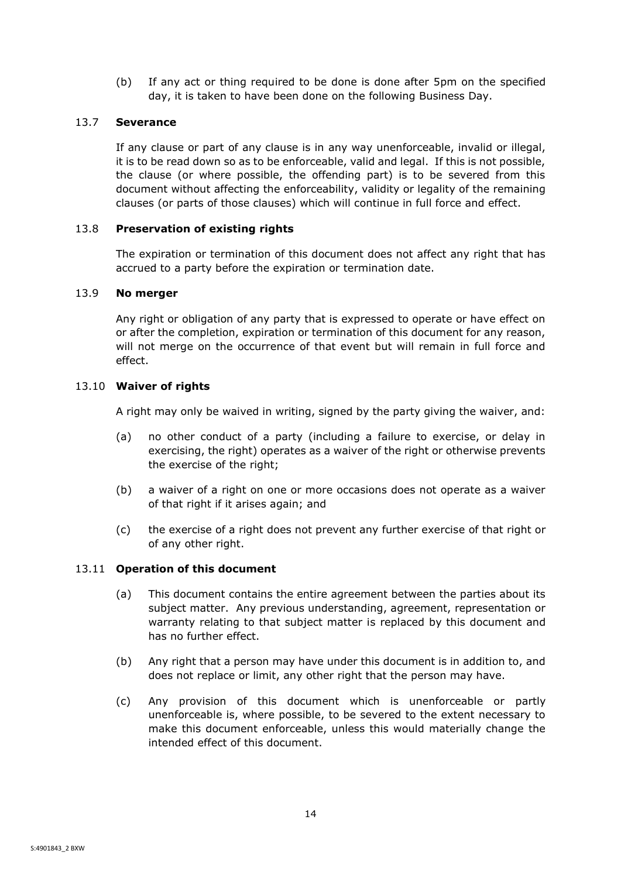(b) If any act or thing required to be done is done after 5pm on the specified day, it is taken to have been done on the following Business Day.

### 13.7 **Severance**

If any clause or part of any clause is in any way unenforceable, invalid or illegal, it is to be read down so as to be enforceable, valid and legal. If this is not possible, the clause (or where possible, the offending part) is to be severed from this document without affecting the enforceability, validity or legality of the remaining clauses (or parts of those clauses) which will continue in full force and effect.

### 13.8 **Preservation of existing rights**

The expiration or termination of this document does not affect any right that has accrued to a party before the expiration or termination date.

### 13.9 **No merger**

Any right or obligation of any party that is expressed to operate or have effect on or after the completion, expiration or termination of this document for any reason, will not merge on the occurrence of that event but will remain in full force and effect.

### 13.10 **Waiver of rights**

A right may only be waived in writing, signed by the party giving the waiver, and:

(a) no other conduct of a party (including a failure to exercise, or delay in exercising, the right) operates as a waiver of the right or otherwise prevents the exercise of the right;

(b) a waiver of a right on one or more occasions does not operate as a waiver of that right if it arises again; and

(c) the exercise of a right does not prevent any further exercise of that right or of any other right.

### 13.11 **Operation of this document**

(a) This document contains the entire agreement between the parties about its subject matter. Any previous understanding, agreement, representation or warranty relating to that subject matter is replaced by this document and has no further effect.

(b) Any right that a person may have under this document is in addition to, and does not replace or limit, any other right that the person may have.

(c) Any provision of this document which is unenforceable or partly unenforceable is, where possible, to be severed to the extent necessary to make this document enforceable, unless this would materially change the intended effect of this document.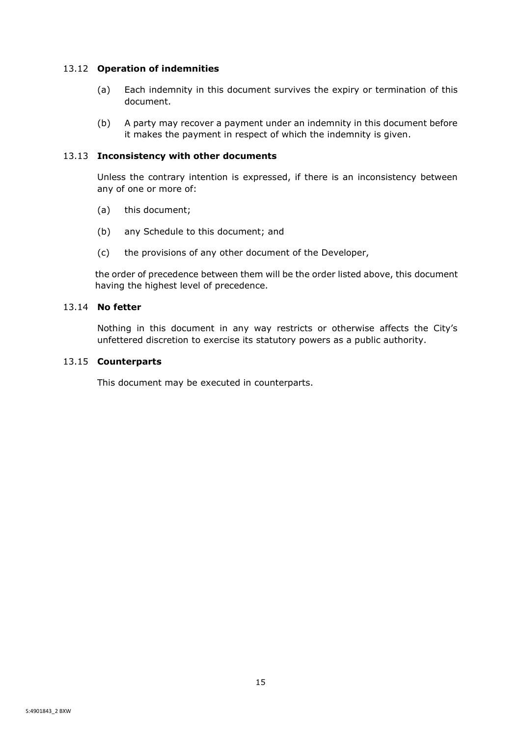### 13.12 **Operation of indemnities**

(a) Each indemnity in this document survives the expiry or termination of this document.

(b) A party may recover a payment under an indemnity in this document before it makes the payment in respect of which the indemnity is given.

### 13.13 **Inconsistency with other documents**

Unless the contrary intention is expressed, if there is an inconsistency between any of one or more of:

(a) this document;

(b) any Schedule to this document; and

(c) the provisions of any other document of the Developer,

the order of precedence between them will be the order listed above, this document having the highest level of precedence.

### 13.14 **No fetter**

Nothing in this document in any way restricts or otherwise affects the City's unfettered discretion to exercise its statutory powers as a public authority.

### 13.15 **Counterparts**

This document may be executed in counterparts.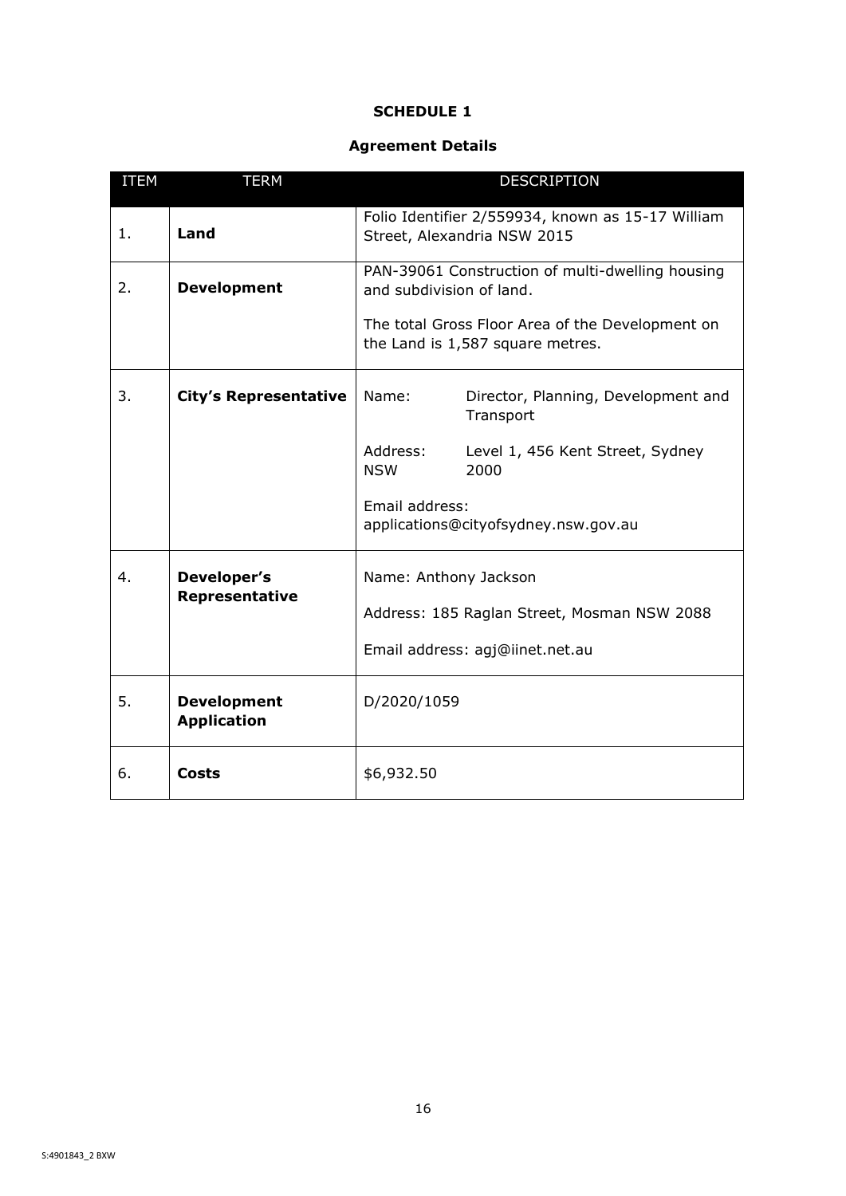# SCHEDULE 1

## Agreement Details

| ITEM | TERM | DESCRIPTION |
|---|---|---|
| 1. | **Land** | Folio Identifier 2/559934, known as 15-17 William Street, Alexandria NSW 2015 |
| 2. | **Development** | PAN-39061 Construction of multi-dwelling housing and subdivision of land.<br><br>The total Gross Floor Area of the Development on the Land is 1,587 square metres. |
| 3. | **City's Representative** | Name: Director, Planning, Development and Transport<br><br>Address: Level 1, 456 Kent Street, Sydney NSW 2000<br><br>Email address: applications@cityofsydney.nsw.gov.au |
| 4. | **Developer's Representative** | Name: Anthony Jackson<br><br>Address: 185 Raglan Street, Mosman NSW 2088<br><br>Email address: agj@iinet.net.au |
| 5. | **Development Application** | D/2020/1059 |
| 6. | **Costs** | $6,932.50 |

S:4901843_2 BXW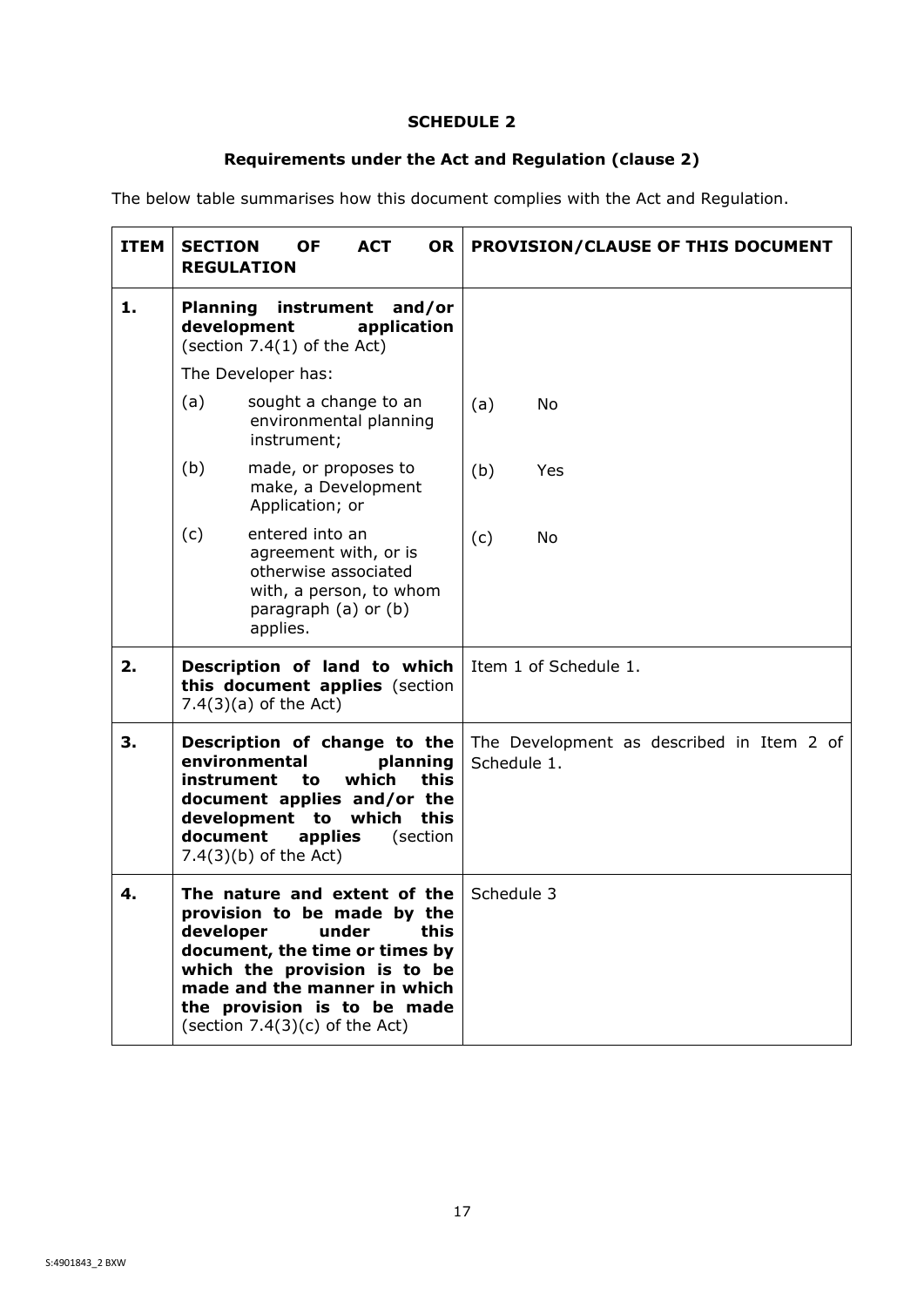## SCHEDULE 2

### Requirements under the Act and Regulation (clause 2)

The below table summarises how this document complies with the Act and Regulation.

| ITEM | SECTION OF ACT OR REGULATION | PROVISION/CLAUSE OF THIS DOCUMENT |
|---|---|---|
| **1.** | **Planning instrument and/or development application** (section 7.4(1) of the Act) | |
| | The Developer has: | |
| | (a) sought a change to an environmental planning instrument; | (a) No |
| | (b) made, or proposes to make, a Development Application; or | (b) Yes |
| | (c) entered into an agreement with, or is otherwise associated with, a person, to whom paragraph (a) or (b) applies. | (c) No |
| **2.** | **Description of land to which this document applies** (section 7.4(3)(a) of the Act) | Item 1 of Schedule 1. |
| **3.** | **Description of change to the environmental planning instrument to which this document applies and/or the development to which this document applies** (section 7.4(3)(b) of the Act) | The Development as described in Item 2 of Schedule 1. |
| **4.** | **The nature and extent of the provision to be made by the developer under this document, the time or times by which the provision is to be made and the manner in which the provision is to be made** (section 7.4(3)(c) of the Act) | Schedule 3 |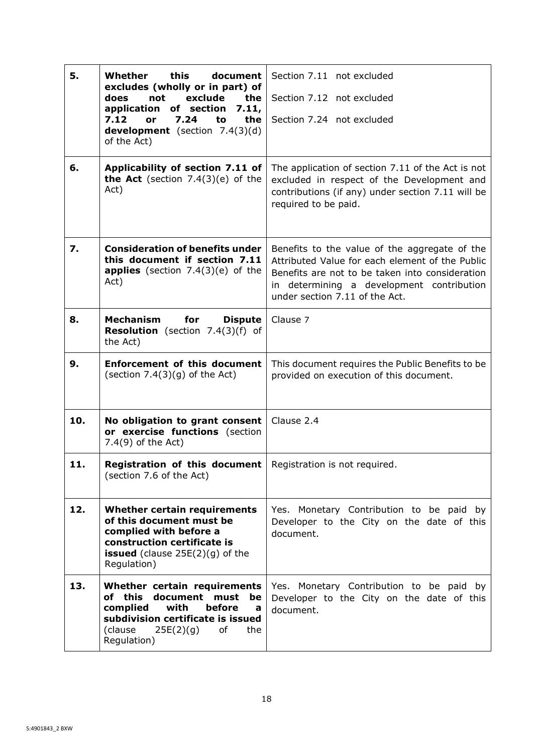| | | |
|---|---|---|
| **5.** | **Whether this document excludes (wholly or in part) of does not exclude the application of section 7.11, 7.12 or 7.24 to the development** (section 7.4(3)(d) of the Act) | Section 7.11 not excluded<br><br>Section 7.12 not excluded<br><br>Section 7.24 not excluded |
| **6.** | **Applicability of section 7.11 of the Act** (section 7.4(3)(e) of the Act) | The application of section 7.11 of the Act is not excluded in respect of the Development and contributions (if any) under section 7.11 will be required to be paid. |
| **7.** | **Consideration of benefits under this document if section 7.11 applies** (section 7.4(3)(e) of the Act) | Benefits to the value of the aggregate of the Attributed Value for each element of the Public Benefits are not to be taken into consideration in determining a development contribution under section 7.11 of the Act. |
| **8.** | **Mechanism for Dispute Resolution** (section 7.4(3)(f) of the Act) | Clause 7 |
| **9.** | **Enforcement of this document** (section 7.4(3)(g) of the Act) | This document requires the Public Benefits to be provided on execution of this document. |
| **10.** | **No obligation to grant consent or exercise functions** (section 7.4(9) of the Act) | Clause 2.4 |
| **11.** | **Registration of this document** (section 7.6 of the Act) | Registration is not required. |
| **12.** | **Whether certain requirements of this document must be complied with before a construction certificate is issued** (clause 25E(2)(g) of the Regulation) | Yes. Monetary Contribution to be paid by Developer to the City on the date of this document. |
| **13.** | **Whether certain requirements of this document must be complied with before a subdivision certificate is issued** (clause 25E(2)(g) of the Regulation) | Yes. Monetary Contribution to be paid by Developer to the City on the date of this document. |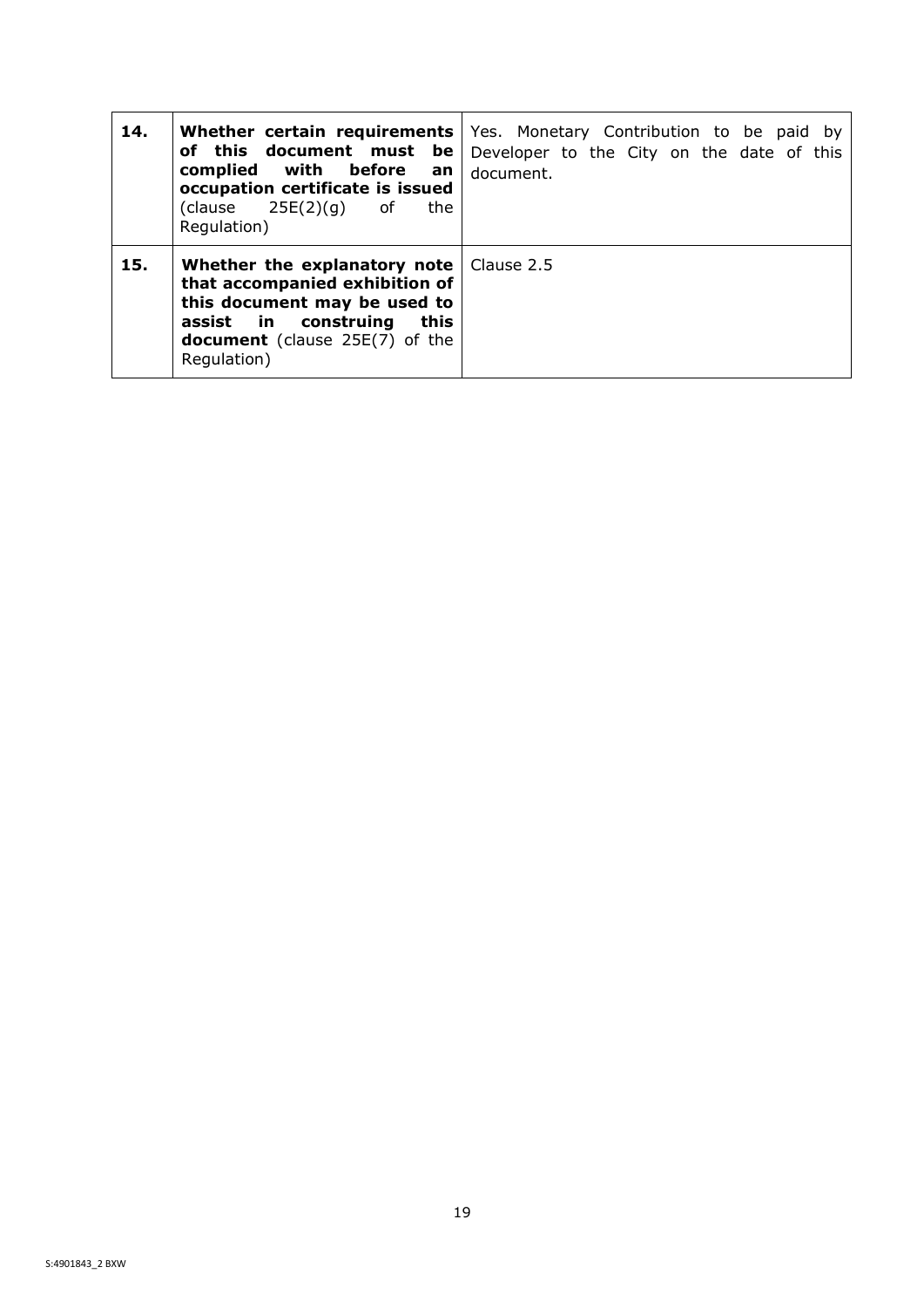| | | |
|---|---|---|
| **14.** | **Whether certain requirements of this document must be complied with before an occupation certificate is issued** (clause 25E(2)(g) of the Regulation) | Yes. Monetary Contribution to be paid by Developer to the City on the date of this document. |
| **15.** | **Whether the explanatory note that accompanied exhibition of this document may be used to assist in construing this document** (clause 25E(7) of the Regulation) | Clause 2.5 |

S:4901843_2 BXW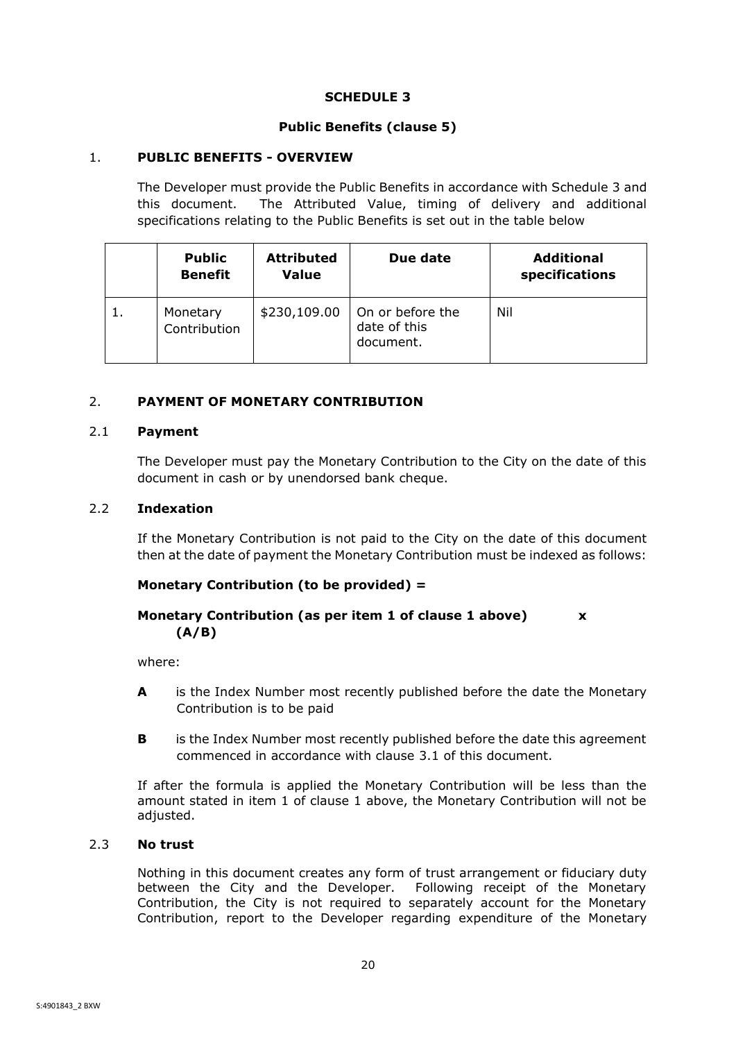# SCHEDULE 3

## Public Benefits (clause 5)

### 1. PUBLIC BENEFITS - OVERVIEW

The Developer must provide the Public Benefits in accordance with Schedule 3 and this document. The Attributed Value, timing of delivery and additional specifications relating to the Public Benefits is set out in the table below

| | **Public Benefit** | **Attributed Value** | **Due date** | **Additional specifications** |
|---|---|---|---|---|
| 1. | Monetary Contribution | $230,109.00 | On or before the date of this document. | Nil |

### 2. PAYMENT OF MONETARY CONTRIBUTION

#### 2.1 Payment

The Developer must pay the Monetary Contribution to the City on the date of this document in cash or by unendorsed bank cheque.

#### 2.2 Indexation

If the Monetary Contribution is not paid to the City on the date of this document then at the date of payment the Monetary Contribution must be indexed as follows:

**Monetary Contribution (to be provided) =**

**Monetary Contribution (as per item 1 of clause 1 above) x (A/B)**

where:

- **A** is the Index Number most recently published before the date the Monetary Contribution is to be paid
- **B** is the Index Number most recently published before the date this agreement commenced in accordance with clause 3.1 of this document.

If after the formula is applied the Monetary Contribution will be less than the amount stated in item 1 of clause 1 above, the Monetary Contribution will not be adjusted.

#### 2.3 No trust

Nothing in this document creates any form of trust arrangement or fiduciary duty between the City and the Developer. Following receipt of the Monetary Contribution, the City is not required to separately account for the Monetary Contribution, report to the Developer regarding expenditure of the Monetary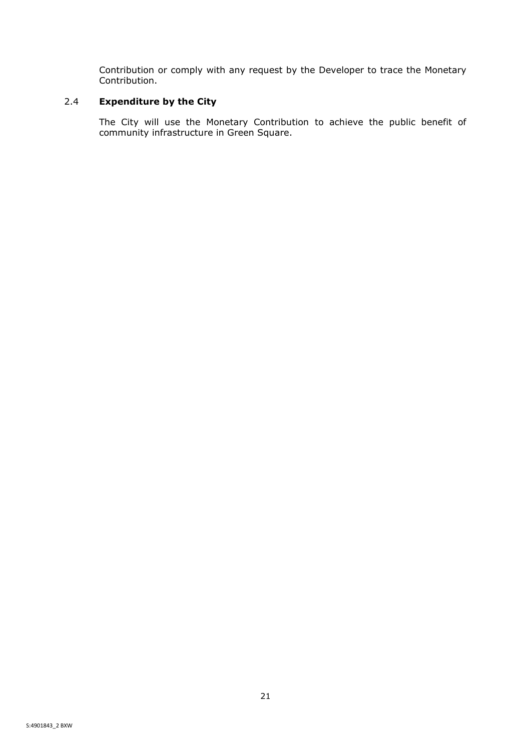Contribution or comply with any request by the Developer to trace the Monetary Contribution.

### 2.4 **Expenditure by the City**

The City will use the Monetary Contribution to achieve the public benefit of community infrastructure in Green Square.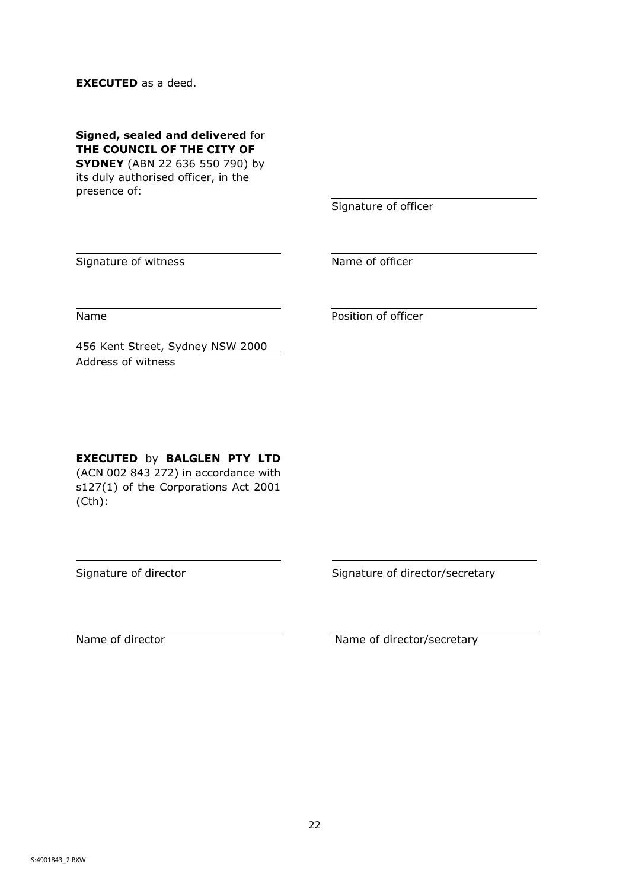**EXECUTED** as a deed.

**Signed, sealed and delivered** for **THE COUNCIL OF THE CITY OF SYDNEY** (ABN 22 636 550 790) by its duly authorised officer, in the presence of:

| | |
|---|---|
| | Signature of officer |
| Signature of witness | Name of officer |
| Name | Position of officer |
| 456 Kent Street, Sydney NSW 2000<br>Address of witness | |

**EXECUTED** by **BALGLEN PTY LTD** (ACN 002 843 272) in accordance with s127(1) of the Corporations Act 2001 (Cth):

| | |
|---|---|
| Signature of director | Signature of director/secretary |
| Name of director | Name of director/secretary |

S:4901843_2 BXW